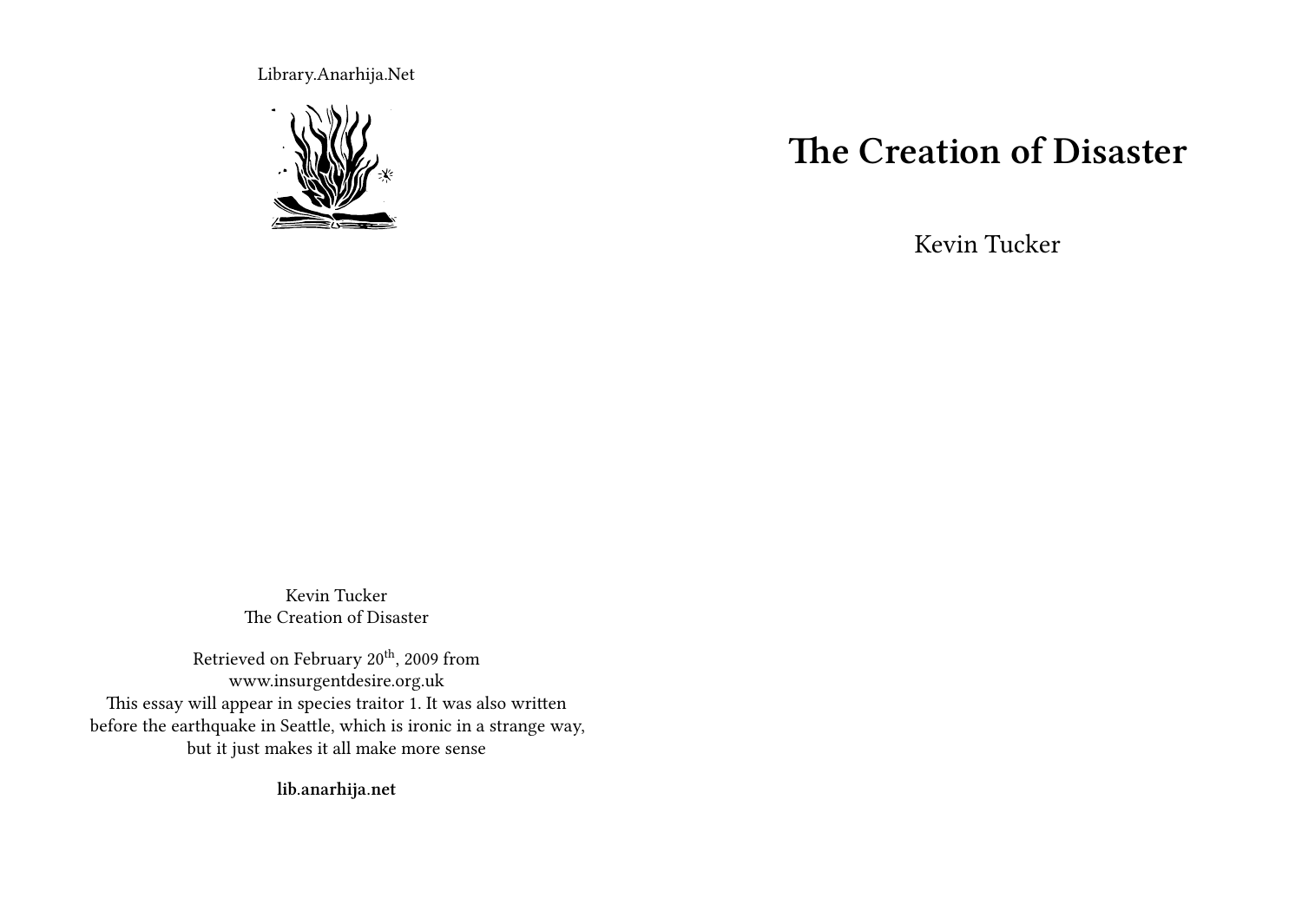Library.Anarhija.Net

# The Creation of Disaster

Kevin Tucker

Kevin Tucker
The Creation of Disaster

Retrieved on February 20th, 2009 from
www.insurgentdesire.org.uk
This essay will appear in species traitor 1. It was also written before the earthquake in Seattle, which is ironic in a strange way, but it just makes it all make more sense

**lib.anarhija.net**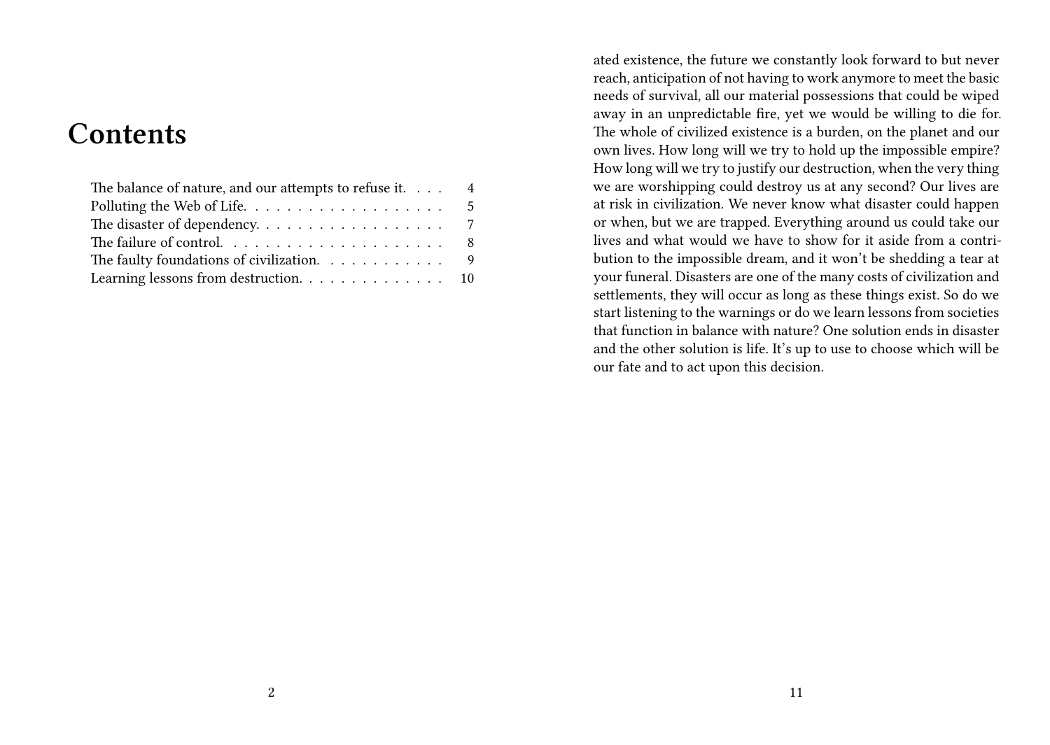# Contents

- The balance of nature, and our attempts to refuse it. . . . 4
- Polluting the Web of Life. . . . . . . . . . . . . . . . . . . 5
- The disaster of dependency. . . . . . . . . . . . . . . . . . 7
- The failure of control. . . . . . . . . . . . . . . . . . . . . 8
- The faulty foundations of civilization. . . . . . . . . . . . 9
- Learning lessons from destruction. . . . . . . . . . . . . . 10

ated existence, the future we constantly look forward to but never reach, anticipation of not having to work anymore to meet the basic needs of survival, all our material possessions that could be wiped away in an unpredictable fire, yet we would be willing to die for. The whole of civilized existence is a burden, on the planet and our own lives. How long will we try to hold up the impossible empire? How long will we try to justify our destruction, when the very thing we are worshipping could destroy us at any second? Our lives are at risk in civilization. We never know what disaster could happen or when, but we are trapped. Everything around us could take our lives and what would we have to show for it aside from a contribution to the impossible dream, and it won't be shedding a tear at your funeral. Disasters are one of the many costs of civilization and settlements, they will occur as long as these things exist. So do we start listening to the warnings or do we learn lessons from societies that function in balance with nature? One solution ends in disaster and the other solution is life. It's up to use to choose which will be our fate and to act upon this decision.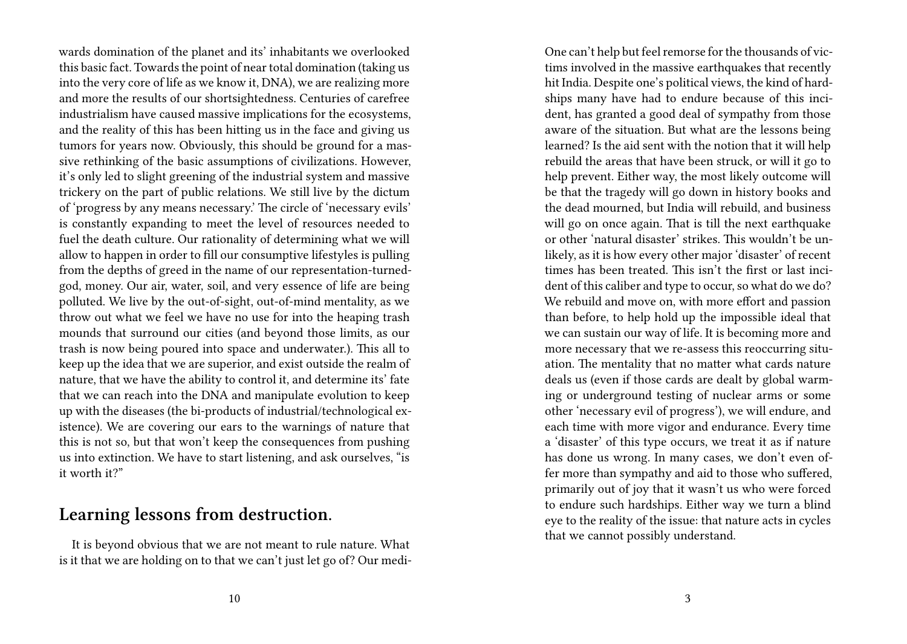wards domination of the planet and its' inhabitants we overlooked this basic fact. Towards the point of near total domination (taking us into the very core of life as we know it, DNA), we are realizing more and more the results of our shortsightedness. Centuries of carefree industrialism have caused massive implications for the ecosystems, and the reality of this has been hitting us in the face and giving us tumors for years now. Obviously, this should be ground for a massive rethinking of the basic assumptions of civilizations. However, it's only led to slight greening of the industrial system and massive trickery on the part of public relations. We still live by the dictum of 'progress by any means necessary.' The circle of 'necessary evils' is constantly expanding to meet the level of resources needed to fuel the death culture. Our rationality of determining what we will allow to happen in order to fill our consumptive lifestyles is pulling from the depths of greed in the name of our representation-turned-god, money. Our air, water, soil, and very essence of life are being polluted. We live by the out-of-sight, out-of-mind mentality, as we throw out what we feel we have no use for into the heaping trash mounds that surround our cities (and beyond those limits, as our trash is now being poured into space and underwater.). This all to keep up the idea that we are superior, and exist outside the realm of nature, that we have the ability to control it, and determine its' fate that we can reach into the DNA and manipulate evolution to keep up with the diseases (the bi-products of industrial/technological existence). We are covering our ears to the warnings of nature that this is not so, but that won't keep the consequences from pushing us into extinction. We have to start listening, and ask ourselves, "is it worth it?"

## Learning lessons from destruction.

It is beyond obvious that we are not meant to rule nature. What is it that we are holding on to that we can't just let go of? Our medi-

One can't help but feel remorse for the thousands of victims involved in the massive earthquakes that recently hit India. Despite one's political views, the kind of hardships many have had to endure because of this incident, has granted a good deal of sympathy from those aware of the situation. But what are the lessons being learned? Is the aid sent with the notion that it will help rebuild the areas that have been struck, or will it go to help prevent. Either way, the most likely outcome will be that the tragedy will go down in history books and the dead mourned, but India will rebuild, and business will go on once again. That is till the next earthquake or other 'natural disaster' strikes. This wouldn't be unlikely, as it is how every other major 'disaster' of recent times has been treated. This isn't the first or last incident of this caliber and type to occur, so what do we do? We rebuild and move on, with more effort and passion than before, to help hold up the impossible ideal that we can sustain our way of life. It is becoming more and more necessary that we re-assess this reoccurring situation. The mentality that no matter what cards nature deals us (even if those cards are dealt by global warming or underground testing of nuclear arms or some other 'necessary evil of progress'), we will endure, and each time with more vigor and endurance. Every time a 'disaster' of this type occurs, we treat it as if nature has done us wrong. In many cases, we don't even offer more than sympathy and aid to those who suffered, primarily out of joy that it wasn't us who were forced to endure such hardships. Either way we turn a blind eye to the reality of the issue: that nature acts in cycles that we cannot possibly understand.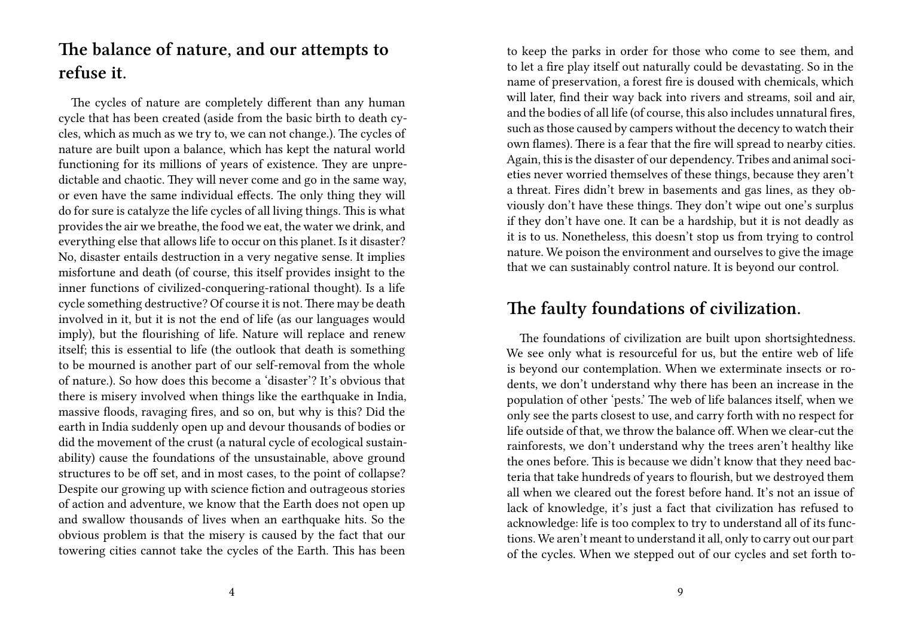## The balance of nature, and our attempts to refuse it.

The cycles of nature are completely different than any human cycle that has been created (aside from the basic birth to death cycles, which as much as we try to, we can not change.). The cycles of nature are built upon a balance, which has kept the natural world functioning for its millions of years of existence. They are unpredictable and chaotic. They will never come and go in the same way, or even have the same individual effects. The only thing they will do for sure is catalyze the life cycles of all living things. This is what provides the air we breathe, the food we eat, the water we drink, and everything else that allows life to occur on this planet. Is it disaster? No, disaster entails destruction in a very negative sense. It implies misfortune and death (of course, this itself provides insight to the inner functions of civilized-conquering-rational thought). Is a life cycle something destructive? Of course it is not. There may be death involved in it, but it is not the end of life (as our languages would imply), but the flourishing of life. Nature will replace and renew itself; this is essential to life (the outlook that death is something to be mourned is another part of our self-removal from the whole of nature.). So how does this become a 'disaster'? It's obvious that there is misery involved when things like the earthquake in India, massive floods, ravaging fires, and so on, but why is this? Did the earth in India suddenly open up and devour thousands of bodies or did the movement of the crust (a natural cycle of ecological sustainability) cause the foundations of the unsustainable, above ground structures to be off set, and in most cases, to the point of collapse? Despite our growing up with science fiction and outrageous stories of action and adventure, we know that the Earth does not open up and swallow thousands of lives when an earthquake hits. So the obvious problem is that the misery is caused by the fact that our towering cities cannot take the cycles of the Earth. This has been

to keep the parks in order for those who come to see them, and to let a fire play itself out naturally could be devastating. So in the name of preservation, a forest fire is doused with chemicals, which will later, find their way back into rivers and streams, soil and air, and the bodies of all life (of course, this also includes unnatural fires, such as those caused by campers without the decency to watch their own flames). There is a fear that the fire will spread to nearby cities. Again, this is the disaster of our dependency. Tribes and animal societies never worried themselves of these things, because they aren't a threat. Fires didn't brew in basements and gas lines, as they obviously don't have these things. They don't wipe out one's surplus if they don't have one. It can be a hardship, but it is not deadly as it is to us. Nonetheless, this doesn't stop us from trying to control nature. We poison the environment and ourselves to give the image that we can sustainably control nature. It is beyond our control.

## The faulty foundations of civilization.

The foundations of civilization are built upon shortsightedness. We see only what is resourceful for us, but the entire web of life is beyond our contemplation. When we exterminate insects or rodents, we don't understand why there has been an increase in the population of other 'pests.' The web of life balances itself, when we only see the parts closest to use, and carry forth with no respect for life outside of that, we throw the balance off. When we clear-cut the rainforests, we don't understand why the trees aren't healthy like the ones before. This is because we didn't know that they need bacteria that take hundreds of years to flourish, but we destroyed them all when we cleared out the forest before hand. It's not an issue of lack of knowledge, it's just a fact that civilization has refused to acknowledge: life is too complex to try to understand all of its functions. We aren't meant to understand it all, only to carry out our part of the cycles. When we stepped out of our cycles and set forth to-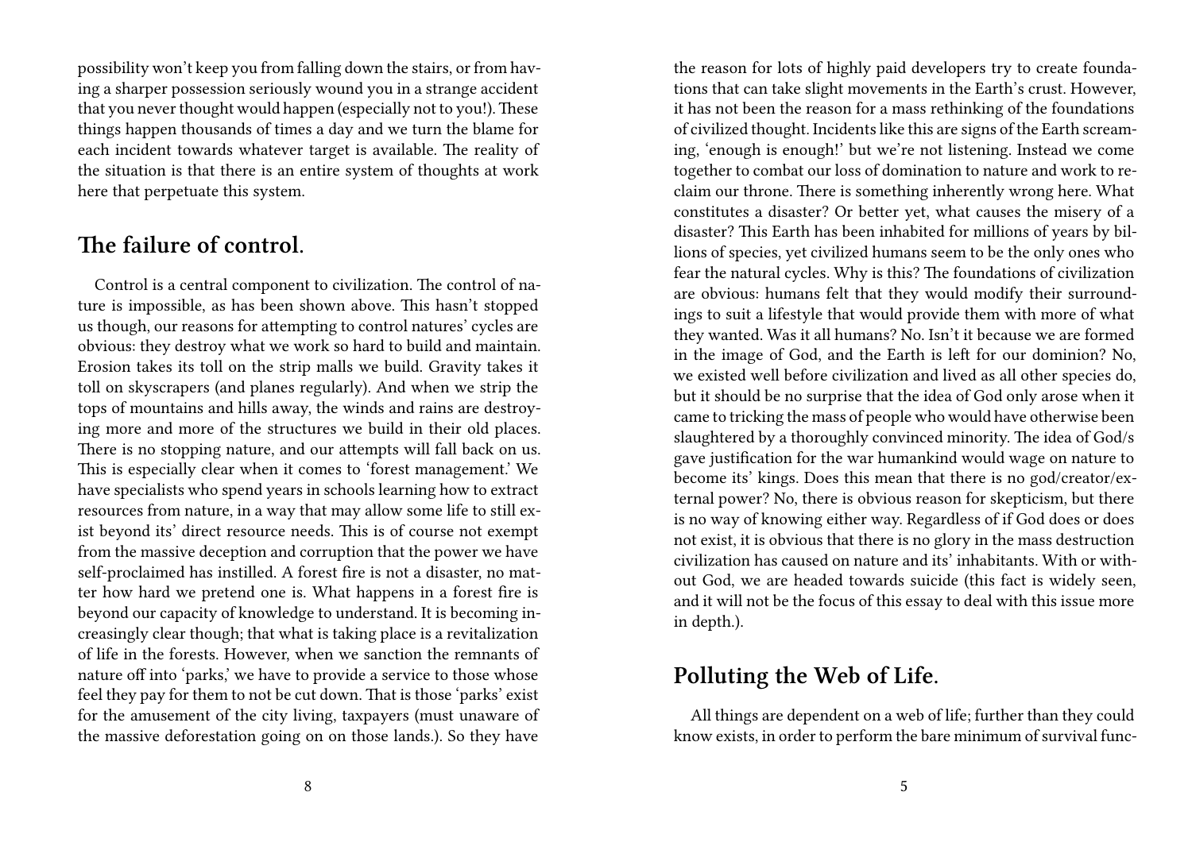possibility won't keep you from falling down the stairs, or from having a sharper possession seriously wound you in a strange accident that you never thought would happen (especially not to you!). These things happen thousands of times a day and we turn the blame for each incident towards whatever target is available. The reality of the situation is that there is an entire system of thoughts at work here that perpetuate this system.

## The failure of control.

Control is a central component to civilization. The control of nature is impossible, as has been shown above. This hasn't stopped us though, our reasons for attempting to control natures' cycles are obvious: they destroy what we work so hard to build and maintain. Erosion takes its toll on the strip malls we build. Gravity takes it toll on skyscrapers (and planes regularly). And when we strip the tops of mountains and hills away, the winds and rains are destroying more and more of the structures we build in their old places. There is no stopping nature, and our attempts will fall back on us. This is especially clear when it comes to 'forest management.' We have specialists who spend years in schools learning how to extract resources from nature, in a way that may allow some life to still exist beyond its' direct resource needs. This is of course not exempt from the massive deception and corruption that the power we have self-proclaimed has instilled. A forest fire is not a disaster, no matter how hard we pretend one is. What happens in a forest fire is beyond our capacity of knowledge to understand. It is becoming increasingly clear though; that what is taking place is a revitalization of life in the forests. However, when we sanction the remnants of nature off into 'parks,' we have to provide a service to those whose feel they pay for them to not be cut down. That is those 'parks' exist for the amusement of the city living, taxpayers (must unaware of the massive deforestation going on on those lands.). So they have

the reason for lots of highly paid developers try to create foundations that can take slight movements in the Earth's crust. However, it has not been the reason for a mass rethinking of the foundations of civilized thought. Incidents like this are signs of the Earth screaming, 'enough is enough!' but we're not listening. Instead we come together to combat our loss of domination to nature and work to reclaim our throne. There is something inherently wrong here. What constitutes a disaster? Or better yet, what causes the misery of a disaster? This Earth has been inhabited for millions of years by billions of species, yet civilized humans seem to be the only ones who fear the natural cycles. Why is this? The foundations of civilization are obvious: humans felt that they would modify their surroundings to suit a lifestyle that would provide them with more of what they wanted. Was it all humans? No. Isn't it because we are formed in the image of God, and the Earth is left for our dominion? No, we existed well before civilization and lived as all other species do, but it should be no surprise that the idea of God only arose when it came to tricking the mass of people who would have otherwise been slaughtered by a thoroughly convinced minority. The idea of God/s gave justification for the war humankind would wage on nature to become its' kings. Does this mean that there is no god/creator/external power? No, there is obvious reason for skepticism, but there is no way of knowing either way. Regardless of if God does or does not exist, it is obvious that there is no glory in the mass destruction civilization has caused on nature and its' inhabitants. With or without God, we are headed towards suicide (this fact is widely seen, and it will not be the focus of this essay to deal with this issue more in depth.).

## Polluting the Web of Life.

All things are dependent on a web of life; further than they could know exists, in order to perform the bare minimum of survival func-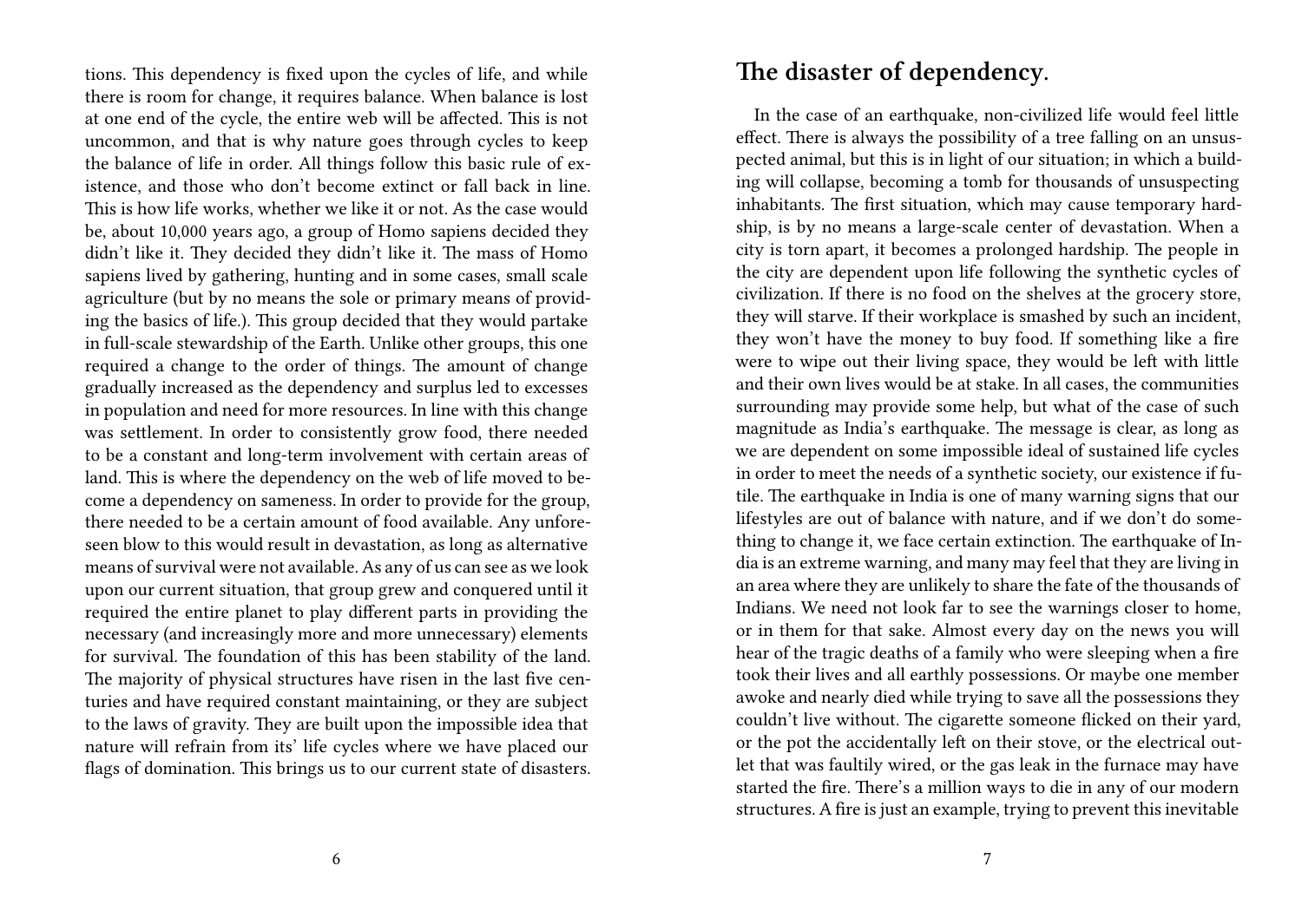tions. This dependency is fixed upon the cycles of life, and while there is room for change, it requires balance. When balance is lost at one end of the cycle, the entire web will be affected. This is not uncommon, and that is why nature goes through cycles to keep the balance of life in order. All things follow this basic rule of existence, and those who don't become extinct or fall back in line. This is how life works, whether we like it or not. As the case would be, about 10,000 years ago, a group of Homo sapiens decided they didn't like it. They decided they didn't like it. The mass of Homo sapiens lived by gathering, hunting and in some cases, small scale agriculture (but by no means the sole or primary means of providing the basics of life.). This group decided that they would partake in full-scale stewardship of the Earth. Unlike other groups, this one required a change to the order of things. The amount of change gradually increased as the dependency and surplus led to excesses in population and need for more resources. In line with this change was settlement. In order to consistently grow food, there needed to be a constant and long-term involvement with certain areas of land. This is where the dependency on the web of life moved to become a dependency on sameness. In order to provide for the group, there needed to be a certain amount of food available. Any unforeseen blow to this would result in devastation, as long as alternative means of survival were not available. As any of us can see as we look upon our current situation, that group grew and conquered until it required the entire planet to play different parts in providing the necessary (and increasingly more and more unnecessary) elements for survival. The foundation of this has been stability of the land. The majority of physical structures have risen in the last five centuries and have required constant maintaining, or they are subject to the laws of gravity. They are built upon the impossible idea that nature will refrain from its' life cycles where we have placed our flags of domination. This brings us to our current state of disasters.

## The disaster of dependency.

In the case of an earthquake, non-civilized life would feel little effect. There is always the possibility of a tree falling on an unsuspected animal, but this is in light of our situation; in which a building will collapse, becoming a tomb for thousands of unsuspecting inhabitants. The first situation, which may cause temporary hardship, is by no means a large-scale center of devastation. When a city is torn apart, it becomes a prolonged hardship. The people in the city are dependent upon life following the synthetic cycles of civilization. If there is no food on the shelves at the grocery store, they will starve. If their workplace is smashed by such an incident, they won't have the money to buy food. If something like a fire were to wipe out their living space, they would be left with little and their own lives would be at stake. In all cases, the communities surrounding may provide some help, but what of the case of such magnitude as India's earthquake. The message is clear, as long as we are dependent on some impossible ideal of sustained life cycles in order to meet the needs of a synthetic society, our existence if futile. The earthquake in India is one of many warning signs that our lifestyles are out of balance with nature, and if we don't do something to change it, we face certain extinction. The earthquake of India is an extreme warning, and many may feel that they are living in an area where they are unlikely to share the fate of the thousands of Indians. We need not look far to see the warnings closer to home, or in them for that sake. Almost every day on the news you will hear of the tragic deaths of a family who were sleeping when a fire took their lives and all earthly possessions. Or maybe one member awoke and nearly died while trying to save all the possessions they couldn't live without. The cigarette someone flicked on their yard, or the pot the accidentally left on their stove, or the electrical outlet that was faultily wired, or the gas leak in the furnace may have started the fire. There's a million ways to die in any of our modern structures. A fire is just an example, trying to prevent this inevitable